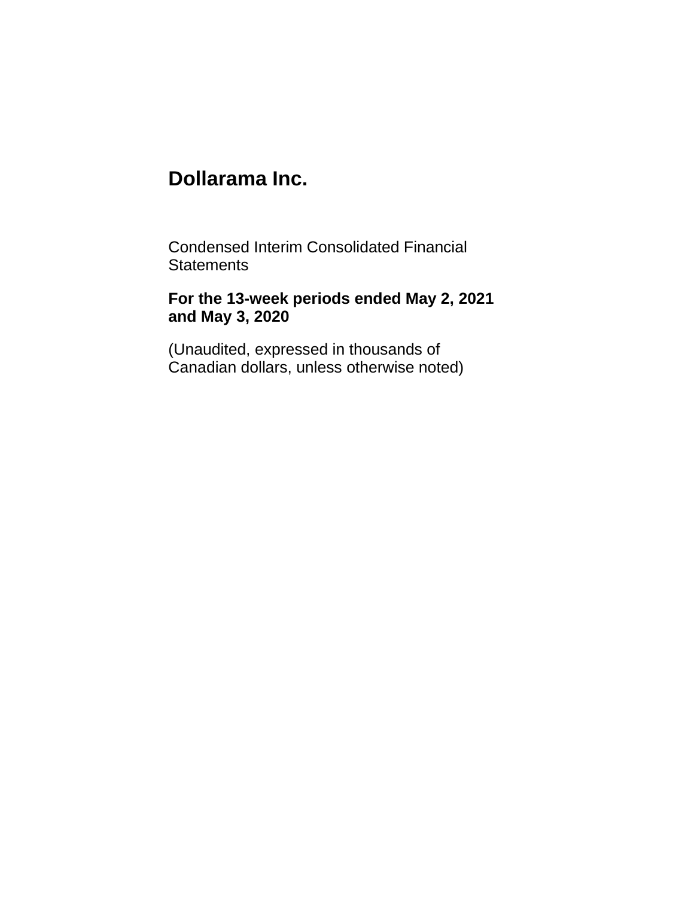# Dollarama Inc.

Condensed Interim Consolidated Financial Statements

**For the 13-week periods ended May 2, 2021 and May 3, 2020**

(Unaudited, expressed in thousands of Canadian dollars, unless otherwise noted)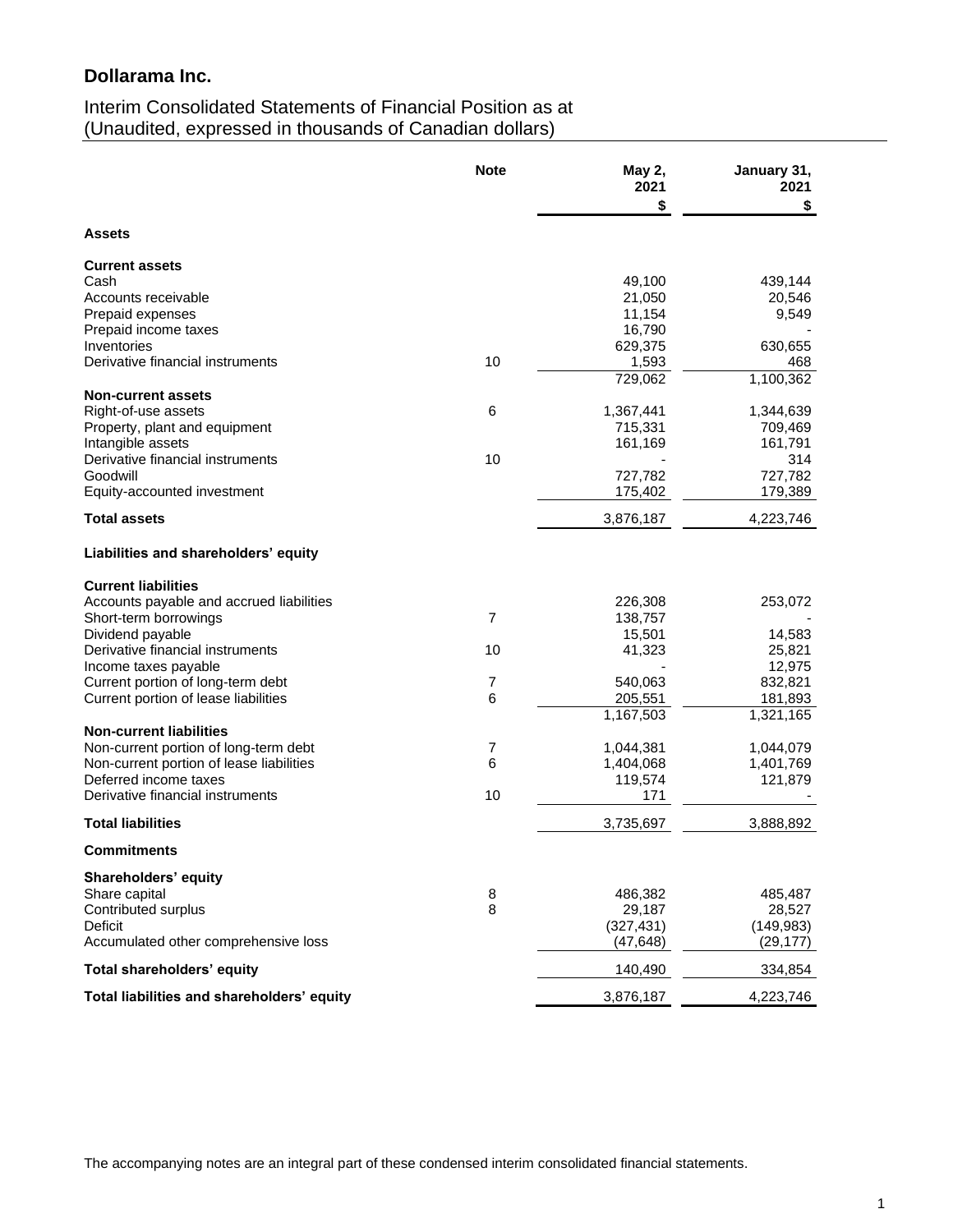# Dollarama Inc.

Interim Consolidated Statements of Financial Position as at
(Unaudited, expressed in thousands of Canadian dollars)

| | Note | May 2, 2021 | January 31, 2021 |
|---|---|---|---|
| | | $ | $ |
| **Assets** | | | |
| **Current assets** | | | |
| Cash | | 49,100 | 439,144 |
| Accounts receivable | | 21,050 | 20,546 |
| Prepaid expenses | | 11,154 | 9,549 |
| Prepaid income taxes | | 16,790 | - |
| Inventories | | 629,375 | 630,655 |
| Derivative financial instruments | 10 | 1,593 | 468 |
| | | 729,062 | 1,100,362 |
| **Non-current assets** | | | |
| Right-of-use assets | 6 | 1,367,441 | 1,344,639 |
| Property, plant and equipment | | 715,331 | 709,469 |
| Intangible assets | | 161,169 | 161,791 |
| Derivative financial instruments | 10 | - | 314 |
| Goodwill | | 727,782 | 727,782 |
| Equity-accounted investment | | 175,402 | 179,389 |
| **Total assets** | | 3,876,187 | 4,223,746 |
| **Liabilities and shareholders' equity** | | | |
| **Current liabilities** | | | |
| Accounts payable and accrued liabilities | | 226,308 | 253,072 |
| Short-term borrowings | 7 | 138,757 | - |
| Dividend payable | | 15,501 | 14,583 |
| Derivative financial instruments | 10 | 41,323 | 25,821 |
| Income taxes payable | | - | 12,975 |
| Current portion of long-term debt | 7 | 540,063 | 832,821 |
| Current portion of lease liabilities | 6 | 205,551 | 181,893 |
| | | 1,167,503 | 1,321,165 |
| **Non-current liabilities** | | | |
| Non-current portion of long-term debt | 7 | 1,044,381 | 1,044,079 |
| Non-current portion of lease liabilities | 6 | 1,404,068 | 1,401,769 |
| Deferred income taxes | | 119,574 | 121,879 |
| Derivative financial instruments | 10 | 171 | - |
| **Total liabilities** | | 3,735,697 | 3,888,892 |
| **Commitments** | | | |
| **Shareholders' equity** | | | |
| Share capital | 8 | 486,382 | 485,487 |
| Contributed surplus | 8 | 29,187 | 28,527 |
| Deficit | | (327,431) | (149,983) |
| Accumulated other comprehensive loss | | (47,648) | (29,177) |
| **Total shareholders' equity** | | 140,490 | 334,854 |
| **Total liabilities and shareholders' equity** | | 3,876,187 | 4,223,746 |

The accompanying notes are an integral part of these condensed interim consolidated financial statements.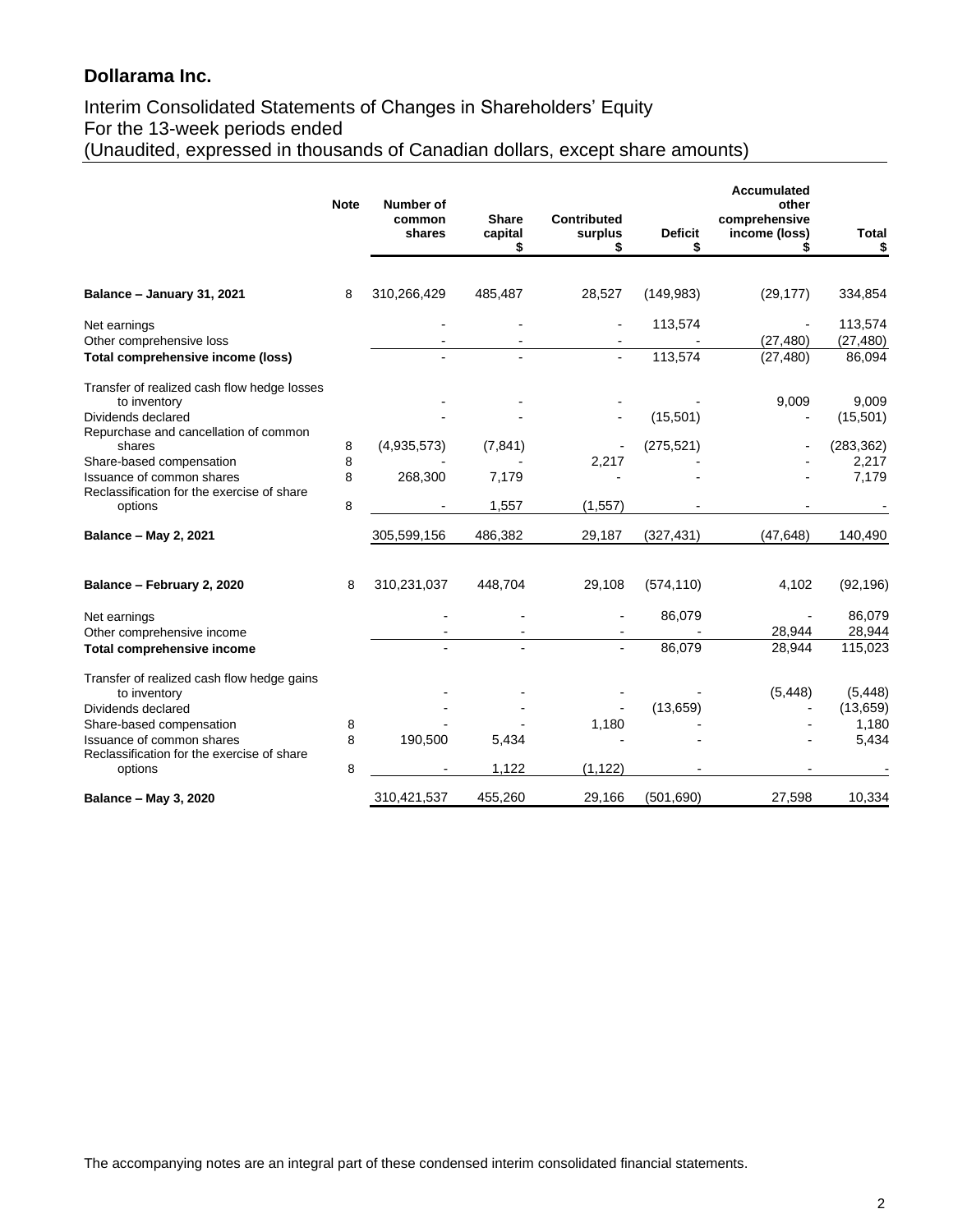## Dollarama Inc.

Interim Consolidated Statements of Changes in Shareholders' Equity
For the 13-week periods ended
(Unaudited, expressed in thousands of Canadian dollars, except share amounts)

| | Note | Number of common shares | Share capital $ | Contributed surplus $ | Deficit $ | Accumulated other comprehensive income (loss) $ | Total $ |
|---|---|---|---|---|---|---|---|
| **Balance – January 31, 2021** | 8 | 310,266,429 | 485,487 | 28,527 | (149,983) | (29,177) | 334,854 |
| Net earnings | | - | - | - | 113,574 | - | 113,574 |
| Other comprehensive loss | | - | - | - | - | (27,480) | (27,480) |
| **Total comprehensive income (loss)** | | - | - | - | 113,574 | (27,480) | 86,094 |
| Transfer of realized cash flow hedge losses to inventory | | - | - | - | - | 9,009 | 9,009 |
| Dividends declared | | - | - | - | (15,501) | - | (15,501) |
| Repurchase and cancellation of common shares | 8 | (4,935,573) | (7,841) | - | (275,521) | - | (283,362) |
| Share-based compensation | 8 | - | - | 2,217 | - | - | 2,217 |
| Issuance of common shares | 8 | 268,300 | 7,179 | - | - | - | 7,179 |
| Reclassification for the exercise of share options | 8 | - | 1,557 | (1,557) | - | - | - |
| **Balance – May 2, 2021** | | 305,599,156 | 486,382 | 29,187 | (327,431) | (47,648) | 140,490 |
| | | | | | | | |
| **Balance – February 2, 2020** | 8 | 310,231,037 | 448,704 | 29,108 | (574,110) | 4,102 | (92,196) |
| Net earnings | | - | - | - | 86,079 | - | 86,079 |
| Other comprehensive income | | - | - | - | - | 28,944 | 28,944 |
| **Total comprehensive income** | | - | - | - | 86,079 | 28,944 | 115,023 |
| Transfer of realized cash flow hedge gains to inventory | | - | - | - | - | (5,448) | (5,448) |
| Dividends declared | | - | - | - | (13,659) | - | (13,659) |
| Share-based compensation | 8 | - | - | 1,180 | - | - | 1,180 |
| Issuance of common shares | 8 | 190,500 | 5,434 | - | - | - | 5,434 |
| Reclassification for the exercise of share options | 8 | - | 1,122 | (1,122) | - | - | - |
| **Balance – May 3, 2020** | | 310,421,537 | 455,260 | 29,166 | (501,690) | 27,598 | 10,334 |

The accompanying notes are an integral part of these condensed interim consolidated financial statements.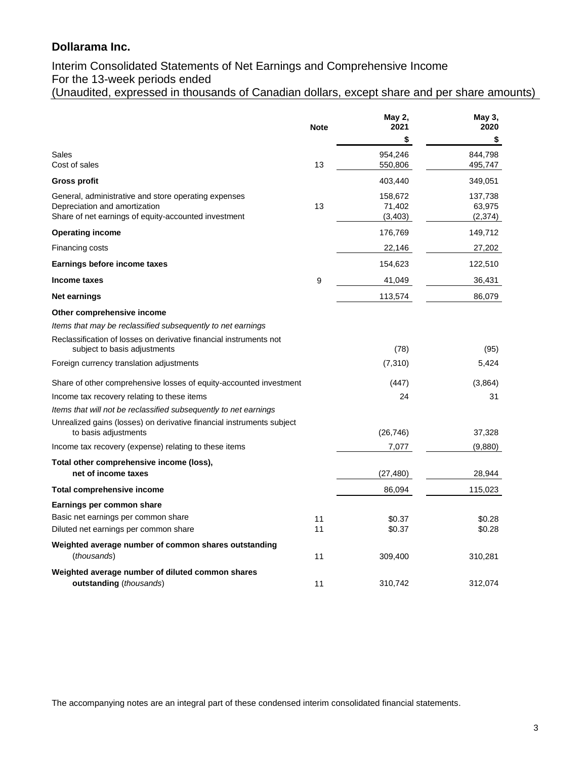# Dollarama Inc.

Interim Consolidated Statements of Net Earnings and Comprehensive Income
For the 13-week periods ended
(Unaudited, expressed in thousands of Canadian dollars, except share and per share amounts)

| | Note | May 2, 2021 | May 3, 2020 |
|---|---|---|---|
| | | $ | $ |
| Sales | | 954,246 | 844,798 |
| Cost of sales | 13 | 550,806 | 495,747 |
| **Gross profit** | | 403,440 | 349,051 |
| General, administrative and store operating expenses | | 158,672 | 137,738 |
| Depreciation and amortization | 13 | 71,402 | 63,975 |
| Share of net earnings of equity-accounted investment | | (3,403) | (2,374) |
| **Operating income** | | 176,769 | 149,712 |
| Financing costs | | 22,146 | 27,202 |
| **Earnings before income taxes** | | 154,623 | 122,510 |
| **Income taxes** | 9 | 41,049 | 36,431 |
| **Net earnings** | | 113,574 | 86,079 |
| **Other comprehensive income** | | | |
| *Items that may be reclassified subsequently to net earnings* | | | |
| Reclassification of losses on derivative financial instruments not subject to basis adjustments | | (78) | (95) |
| Foreign currency translation adjustments | | (7,310) | 5,424 |
| Share of other comprehensive losses of equity-accounted investment | | (447) | (3,864) |
| Income tax recovery relating to these items | | 24 | 31 |
| *Items that will not be reclassified subsequently to net earnings* | | | |
| Unrealized gains (losses) on derivative financial instruments subject to basis adjustments | | (26,746) | 37,328 |
| Income tax recovery (expense) relating to these items | | 7,077 | (9,880) |
| **Total other comprehensive income (loss), net of income taxes** | | (27,480) | 28,944 |
| **Total comprehensive income** | | 86,094 | 115,023 |
| **Earnings per common share** | | | |
| Basic net earnings per common share | 11 | $0.37 | $0.28 |
| Diluted net earnings per common share | 11 | $0.37 | $0.28 |
| **Weighted average number of common shares outstanding** (*thousands*) | 11 | 309,400 | 310,281 |
| **Weighted average number of diluted common shares outstanding** (*thousands*) | 11 | 310,742 | 312,074 |

The accompanying notes are an integral part of these condensed interim consolidated financial statements.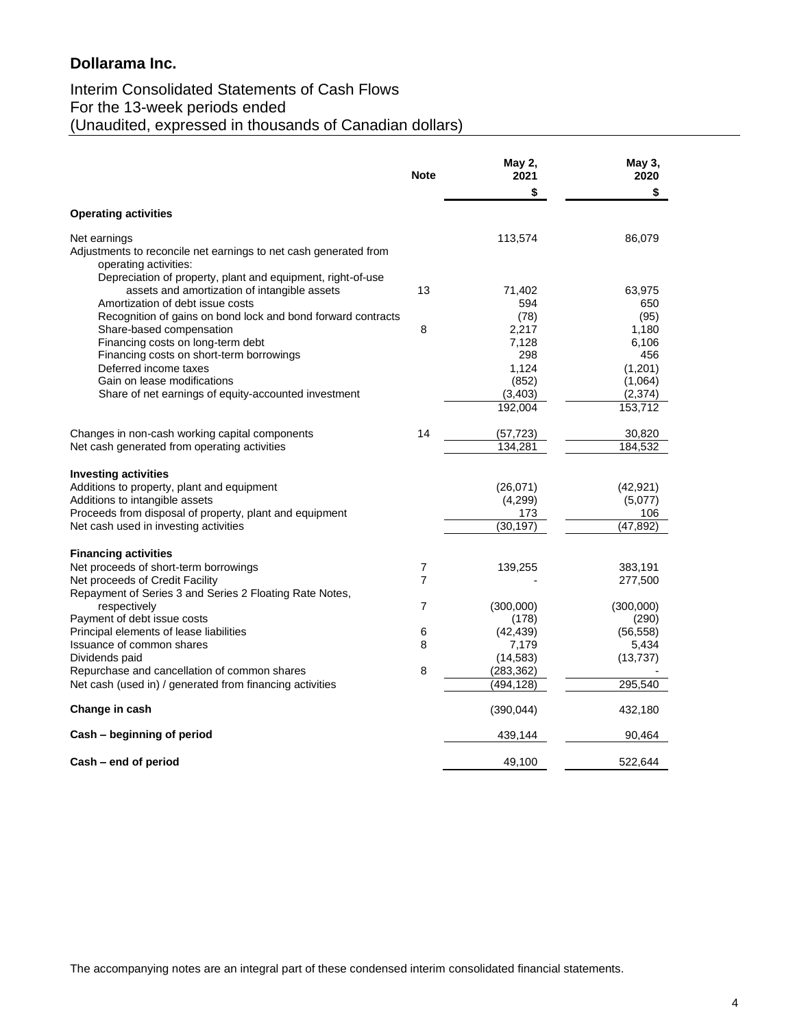# Dollarama Inc.

## Interim Consolidated Statements of Cash Flows
For the 13-week periods ended
(Unaudited, expressed in thousands of Canadian dollars)

| | Note | May 2, 2021 | May 3, 2020 |
|---|---|---|---|
| | | $ | $ |
| **Operating activities** | | | |
| Net earnings | | 113,574 | 86,079 |
| Adjustments to reconcile net earnings to net cash generated from operating activities: | | | |
| Depreciation of property, plant and equipment, right-of-use assets and amortization of intangible assets | 13 | 71,402 | 63,975 |
| Amortization of debt issue costs | | 594 | 650 |
| Recognition of gains on bond lock and bond forward contracts | | (78) | (95) |
| Share-based compensation | 8 | 2,217 | 1,180 |
| Financing costs on long-term debt | | 7,128 | 6,106 |
| Financing costs on short-term borrowings | | 298 | 456 |
| Deferred income taxes | | 1,124 | (1,201) |
| Gain on lease modifications | | (852) | (1,064) |
| Share of net earnings of equity-accounted investment | | (3,403) | (2,374) |
| | | 192,004 | 153,712 |
| Changes in non-cash working capital components | 14 | (57,723) | 30,820 |
| Net cash generated from operating activities | | 134,281 | 184,532 |
| **Investing activities** | | | |
| Additions to property, plant and equipment | | (26,071) | (42,921) |
| Additions to intangible assets | | (4,299) | (5,077) |
| Proceeds from disposal of property, plant and equipment | | 173 | 106 |
| Net cash used in investing activities | | (30,197) | (47,892) |
| **Financing activities** | | | |
| Net proceeds of short-term borrowings | 7 | 139,255 | 383,191 |
| Net proceeds of Credit Facility | 7 | - | 277,500 |
| Repayment of Series 3 and Series 2 Floating Rate Notes, respectively | 7 | (300,000) | (300,000) |
| Payment of debt issue costs | | (178) | (290) |
| Principal elements of lease liabilities | 6 | (42,439) | (56,558) |
| Issuance of common shares | 8 | 7,179 | 5,434 |
| Dividends paid | | (14,583) | (13,737) |
| Repurchase and cancellation of common shares | 8 | (283,362) | - |
| Net cash (used in) / generated from financing activities | | (494,128) | 295,540 |
| **Change in cash** | | (390,044) | 432,180 |
| **Cash – beginning of period** | | 439,144 | 90,464 |
| **Cash – end of period** | | 49,100 | 522,644 |

The accompanying notes are an integral part of these condensed interim consolidated financial statements.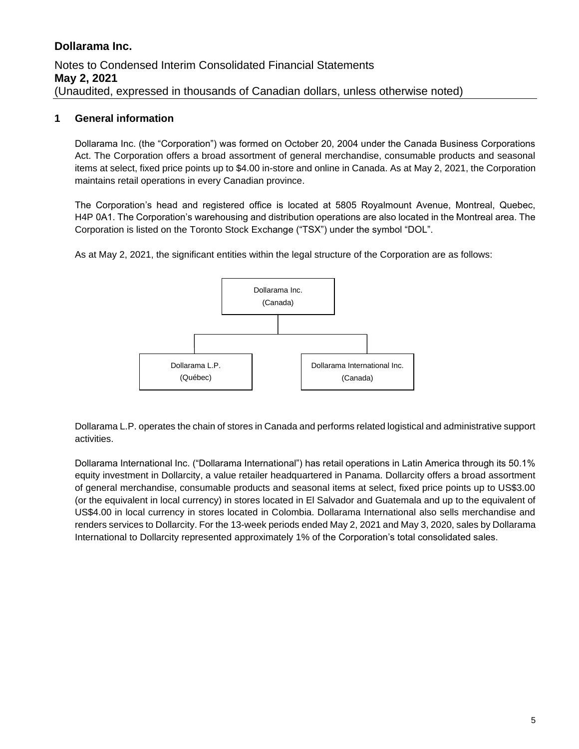## 1 General information

Dollarama Inc. (the "Corporation") was formed on October 20, 2004 under the Canada Business Corporations Act. The Corporation offers a broad assortment of general merchandise, consumable products and seasonal items at select, fixed price points up to $4.00 in-store and online in Canada. As at May 2, 2021, the Corporation maintains retail operations in every Canadian province.

The Corporation's head and registered office is located at 5805 Royalmount Avenue, Montreal, Quebec, H4P 0A1. The Corporation's warehousing and distribution operations are also located in the Montreal area. The Corporation is listed on the Toronto Stock Exchange ("TSX") under the symbol "DOL".

As at May 2, 2021, the significant entities within the legal structure of the Corporation are as follows:

- Dollarama Inc. (Canada)
  - Dollarama L.P. (Québec)
  - Dollarama International Inc. (Canada)

Dollarama L.P. operates the chain of stores in Canada and performs related logistical and administrative support activities.

Dollarama International Inc. ("Dollarama International") has retail operations in Latin America through its 50.1% equity investment in Dollarcity, a value retailer headquartered in Panama. Dollarcity offers a broad assortment of general merchandise, consumable products and seasonal items at select, fixed price points up to US$3.00 (or the equivalent in local currency) in stores located in El Salvador and Guatemala and up to the equivalent of US$4.00 in local currency in stores located in Colombia. Dollarama International also sells merchandise and renders services to Dollarcity. For the 13-week periods ended May 2, 2021 and May 3, 2020, sales by Dollarama International to Dollarcity represented approximately 1% of the Corporation's total consolidated sales.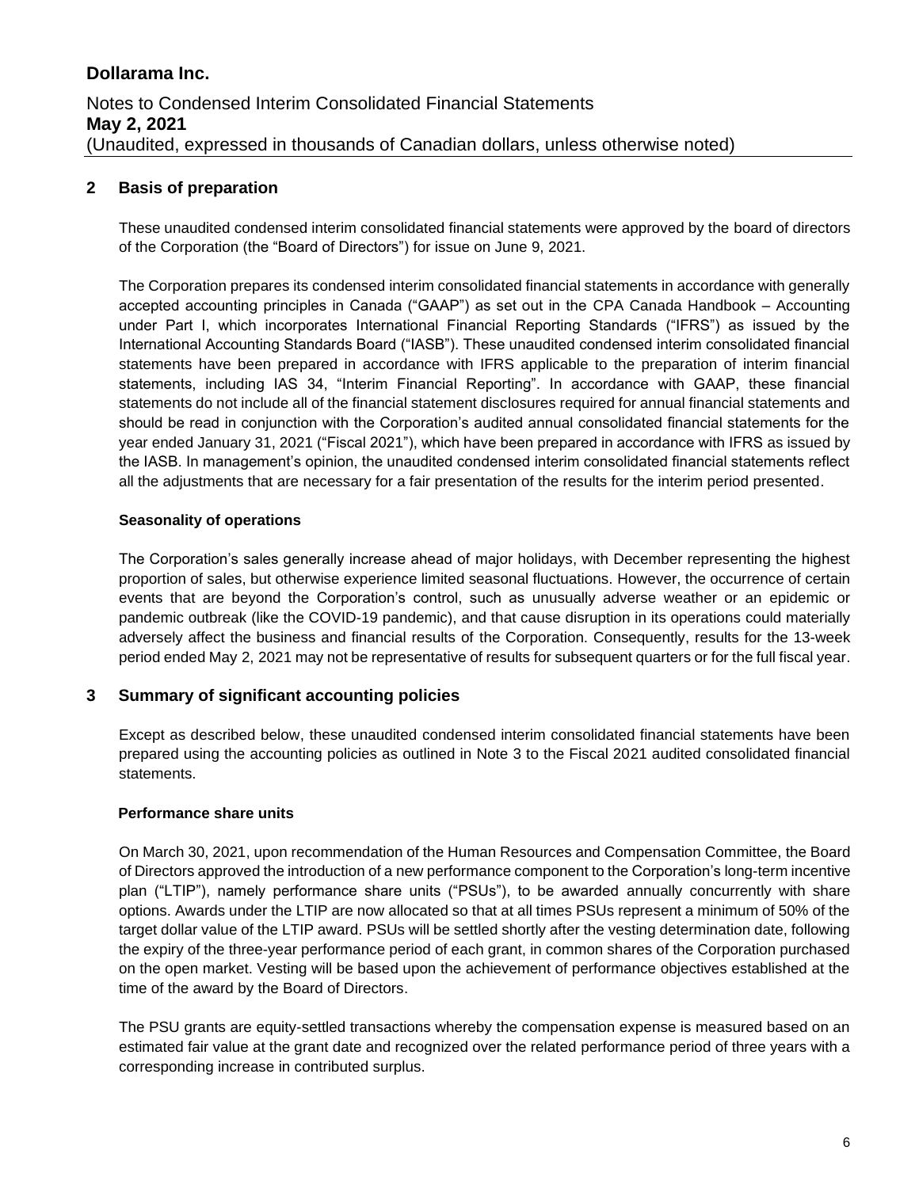## 2 Basis of preparation

These unaudited condensed interim consolidated financial statements were approved by the board of directors of the Corporation (the "Board of Directors") for issue on June 9, 2021.

The Corporation prepares its condensed interim consolidated financial statements in accordance with generally accepted accounting principles in Canada ("GAAP") as set out in the CPA Canada Handbook – Accounting under Part I, which incorporates International Financial Reporting Standards ("IFRS") as issued by the International Accounting Standards Board ("IASB"). These unaudited condensed interim consolidated financial statements have been prepared in accordance with IFRS applicable to the preparation of interim financial statements, including IAS 34, "Interim Financial Reporting". In accordance with GAAP, these financial statements do not include all of the financial statement disclosures required for annual financial statements and should be read in conjunction with the Corporation's audited annual consolidated financial statements for the year ended January 31, 2021 ("Fiscal 2021"), which have been prepared in accordance with IFRS as issued by the IASB. In management's opinion, the unaudited condensed interim consolidated financial statements reflect all the adjustments that are necessary for a fair presentation of the results for the interim period presented.

### Seasonality of operations

The Corporation's sales generally increase ahead of major holidays, with December representing the highest proportion of sales, but otherwise experience limited seasonal fluctuations. However, the occurrence of certain events that are beyond the Corporation's control, such as unusually adverse weather or an epidemic or pandemic outbreak (like the COVID-19 pandemic), and that cause disruption in its operations could materially adversely affect the business and financial results of the Corporation. Consequently, results for the 13-week period ended May 2, 2021 may not be representative of results for subsequent quarters or for the full fiscal year.

## 3 Summary of significant accounting policies

Except as described below, these unaudited condensed interim consolidated financial statements have been prepared using the accounting policies as outlined in Note 3 to the Fiscal 2021 audited consolidated financial statements.

### Performance share units

On March 30, 2021, upon recommendation of the Human Resources and Compensation Committee, the Board of Directors approved the introduction of a new performance component to the Corporation's long-term incentive plan ("LTIP"), namely performance share units ("PSUs"), to be awarded annually concurrently with share options. Awards under the LTIP are now allocated so that at all times PSUs represent a minimum of 50% of the target dollar value of the LTIP award. PSUs will be settled shortly after the vesting determination date, following the expiry of the three-year performance period of each grant, in common shares of the Corporation purchased on the open market. Vesting will be based upon the achievement of performance objectives established at the time of the award by the Board of Directors.

The PSU grants are equity-settled transactions whereby the compensation expense is measured based on an estimated fair value at the grant date and recognized over the related performance period of three years with a corresponding increase in contributed surplus.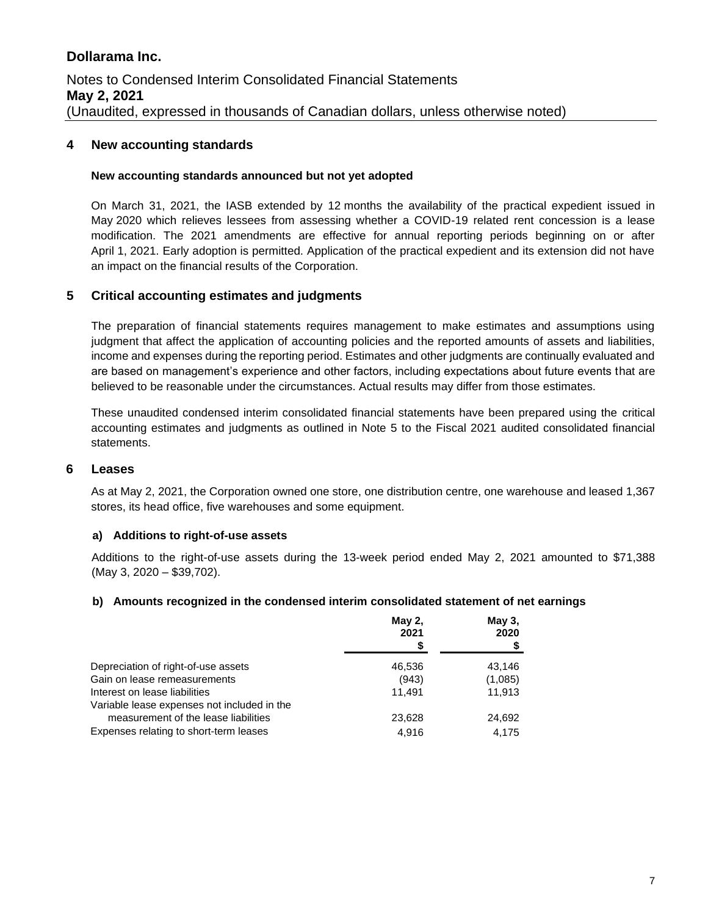# Dollarama Inc.

Notes to Condensed Interim Consolidated Financial Statements
**May 2, 2021**
(Unaudited, expressed in thousands of Canadian dollars, unless otherwise noted)

## 4 New accounting standards

### New accounting standards announced but not yet adopted

On March 31, 2021, the IASB extended by 12 months the availability of the practical expedient issued in May 2020 which relieves lessees from assessing whether a COVID-19 related rent concession is a lease modification. The 2021 amendments are effective for annual reporting periods beginning on or after April 1, 2021. Early adoption is permitted. Application of the practical expedient and its extension did not have an impact on the financial results of the Corporation.

## 5 Critical accounting estimates and judgments

The preparation of financial statements requires management to make estimates and assumptions using judgment that affect the application of accounting policies and the reported amounts of assets and liabilities, income and expenses during the reporting period. Estimates and other judgments are continually evaluated and are based on management's experience and other factors, including expectations about future events that are believed to be reasonable under the circumstances. Actual results may differ from those estimates.

These unaudited condensed interim consolidated financial statements have been prepared using the critical accounting estimates and judgments as outlined in Note 5 to the Fiscal 2021 audited consolidated financial statements.

## 6 Leases

As at May 2, 2021, the Corporation owned one store, one distribution centre, one warehouse and leased 1,367 stores, its head office, five warehouses and some equipment.

### a) Additions to right-of-use assets

Additions to the right-of-use assets during the 13-week period ended May 2, 2021 amounted to $71,388 (May 3, 2020 – $39,702).

### b) Amounts recognized in the condensed interim consolidated statement of net earnings

| | May 2, 2021 $ | May 3, 2020 $ |
|---|---|---|
| Depreciation of right-of-use assets | 46,536 | 43,146 |
| Gain on lease remeasurements | (943) | (1,085) |
| Interest on lease liabilities | 11,491 | 11,913 |
| Variable lease expenses not included in the measurement of the lease liabilities | 23,628 | 24,692 |
| Expenses relating to short-term leases | 4,916 | 4,175 |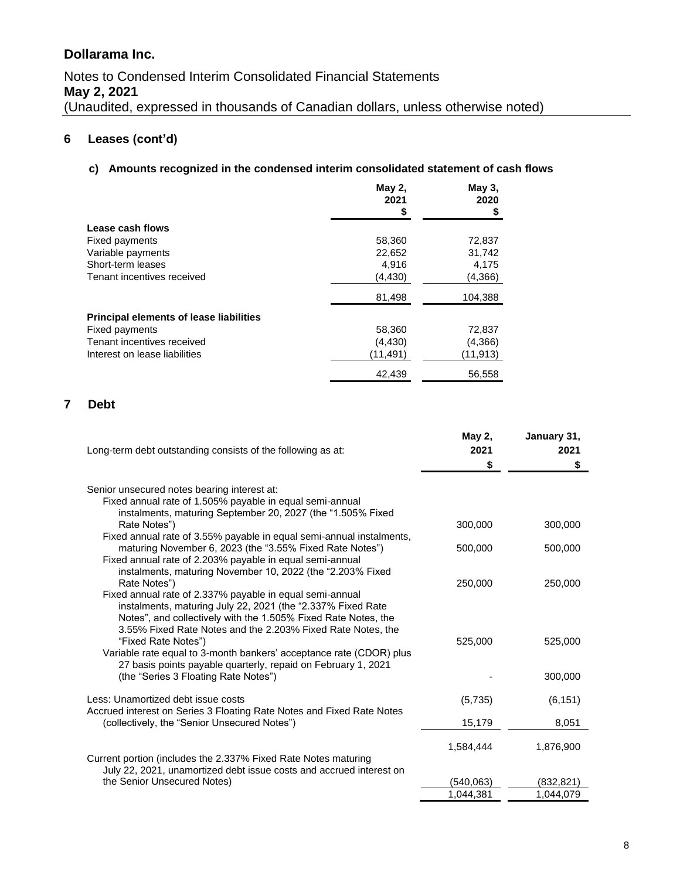# Dollarama Inc.

Notes to Condensed Interim Consolidated Financial Statements
**May 2, 2021**
(Unaudited, expressed in thousands of Canadian dollars, unless otherwise noted)

## 6 Leases (cont'd)

### c) Amounts recognized in the condensed interim consolidated statement of cash flows

| | May 2, 2021 $ | May 3, 2020 $ |
|---|---|---|
| **Lease cash flows** | | |
| Fixed payments | 58,360 | 72,837 |
| Variable payments | 22,652 | 31,742 |
| Short-term leases | 4,916 | 4,175 |
| Tenant incentives received | (4,430) | (4,366) |
| | 81,498 | 104,388 |
| **Principal elements of lease liabilities** | | |
| Fixed payments | 58,360 | 72,837 |
| Tenant incentives received | (4,430) | (4,366) |
| Interest on lease liabilities | (11,491) | (11,913) |
| | 42,439 | 56,558 |

## 7 Debt

| Long-term debt outstanding consists of the following as at: | May 2, 2021 $ | January 31, 2021 $ |
|---|---|---|
| Senior unsecured notes bearing interest at: | | |
| Fixed annual rate of 1.505% payable in equal semi-annual instalments, maturing September 20, 2027 (the "1.505% Fixed Rate Notes") | 300,000 | 300,000 |
| Fixed annual rate of 3.55% payable in equal semi-annual instalments, maturing November 6, 2023 (the "3.55% Fixed Rate Notes") | 500,000 | 500,000 |
| Fixed annual rate of 2.203% payable in equal semi-annual instalments, maturing November 10, 2022 (the "2.203% Fixed Rate Notes") | 250,000 | 250,000 |
| Fixed annual rate of 2.337% payable in equal semi-annual instalments, maturing July 22, 2021 (the "2.337% Fixed Rate Notes", and collectively with the 1.505% Fixed Rate Notes, the 3.55% Fixed Rate Notes and the 2.203% Fixed Rate Notes, the "Fixed Rate Notes") | 525,000 | 525,000 |
| Variable rate equal to 3-month bankers' acceptance rate (CDOR) plus 27 basis points payable quarterly, repaid on February 1, 2021 (the "Series 3 Floating Rate Notes") | - | 300,000 |
| Less: Unamortized debt issue costs | (5,735) | (6,151) |
| Accrued interest on Series 3 Floating Rate Notes and Fixed Rate Notes (collectively, the "Senior Unsecured Notes") | 15,179 | 8,051 |
| | 1,584,444 | 1,876,900 |
| Current portion (includes the 2.337% Fixed Rate Notes maturing July 22, 2021, unamortized debt issue costs and accrued interest on the Senior Unsecured Notes) | (540,063) | (832,821) |
| | 1,044,381 | 1,044,079 |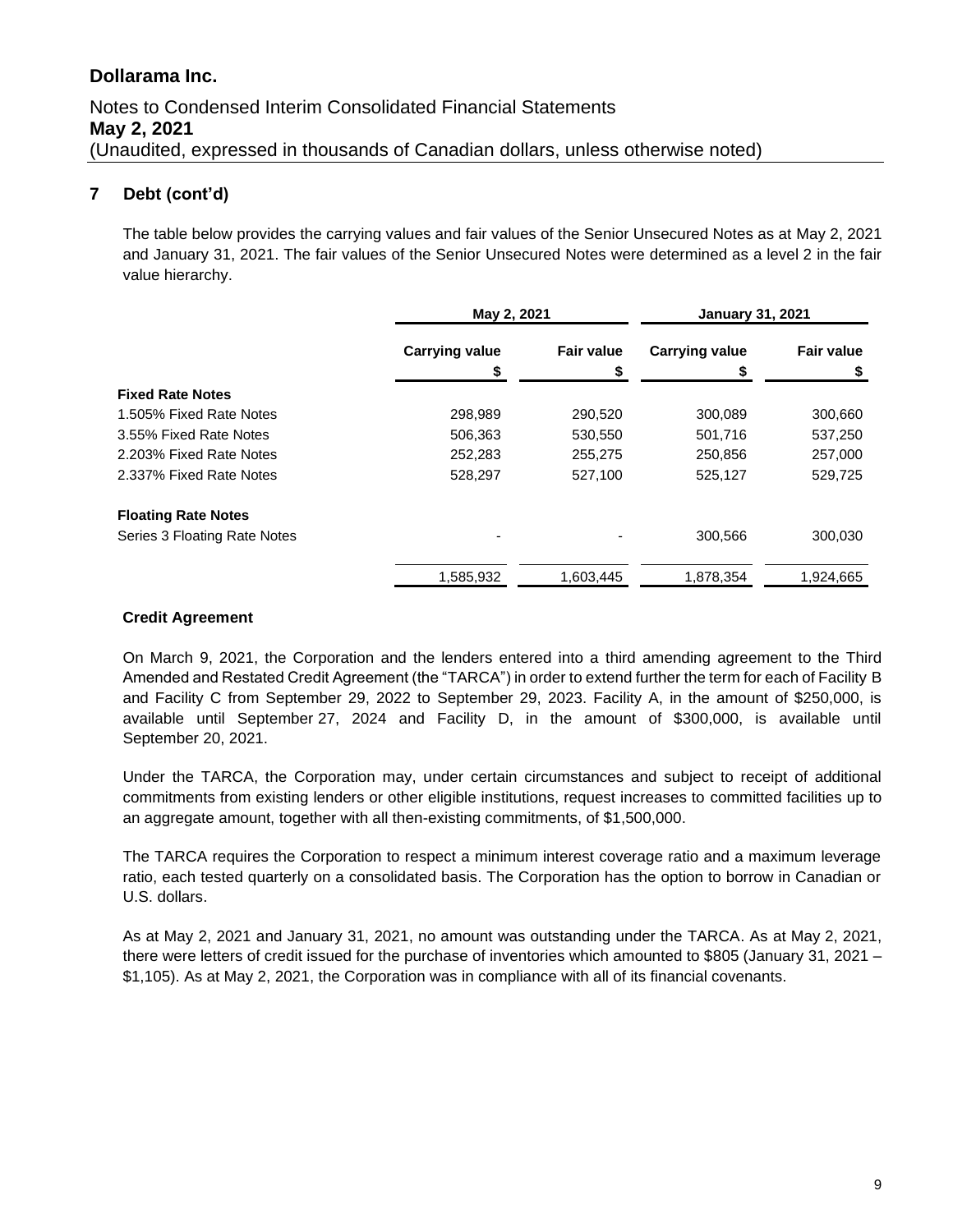# Dollarama Inc.

Notes to Condensed Interim Consolidated Financial Statements
**May 2, 2021**
(Unaudited, expressed in thousands of Canadian dollars, unless otherwise noted)

## 7 Debt (cont'd)

The table below provides the carrying values and fair values of the Senior Unsecured Notes as at May 2, 2021 and January 31, 2021. The fair values of the Senior Unsecured Notes were determined as a level 2 in the fair value hierarchy.

| | May 2, 2021 | | January 31, 2021 | |
|---|---|---|---|---|
| | Carrying value $ | Fair value $ | Carrying value $ | Fair value $ |
| **Fixed Rate Notes** | | | | |
| 1.505% Fixed Rate Notes | 298,989 | 290,520 | 300,089 | 300,660 |
| 3.55% Fixed Rate Notes | 506,363 | 530,550 | 501,716 | 537,250 |
| 2.203% Fixed Rate Notes | 252,283 | 255,275 | 250,856 | 257,000 |
| 2.337% Fixed Rate Notes | 528,297 | 527,100 | 525,127 | 529,725 |
| **Floating Rate Notes** | | | | |
| Series 3 Floating Rate Notes | - | - | 300,566 | 300,030 |
| | 1,585,932 | 1,603,445 | 1,878,354 | 1,924,665 |

### Credit Agreement

On March 9, 2021, the Corporation and the lenders entered into a third amending agreement to the Third Amended and Restated Credit Agreement (the "TARCA") in order to extend further the term for each of Facility B and Facility C from September 29, 2022 to September 29, 2023. Facility A, in the amount of $250,000, is available until September 27, 2024 and Facility D, in the amount of $300,000, is available until September 20, 2021.

Under the TARCA, the Corporation may, under certain circumstances and subject to receipt of additional commitments from existing lenders or other eligible institutions, request increases to committed facilities up to an aggregate amount, together with all then-existing commitments, of $1,500,000.

The TARCA requires the Corporation to respect a minimum interest coverage ratio and a maximum leverage ratio, each tested quarterly on a consolidated basis. The Corporation has the option to borrow in Canadian or U.S. dollars.

As at May 2, 2021 and January 31, 2021, no amount was outstanding under the TARCA. As at May 2, 2021, there were letters of credit issued for the purchase of inventories which amounted to $805 (January 31, 2021 – $1,105). As at May 2, 2021, the Corporation was in compliance with all of its financial covenants.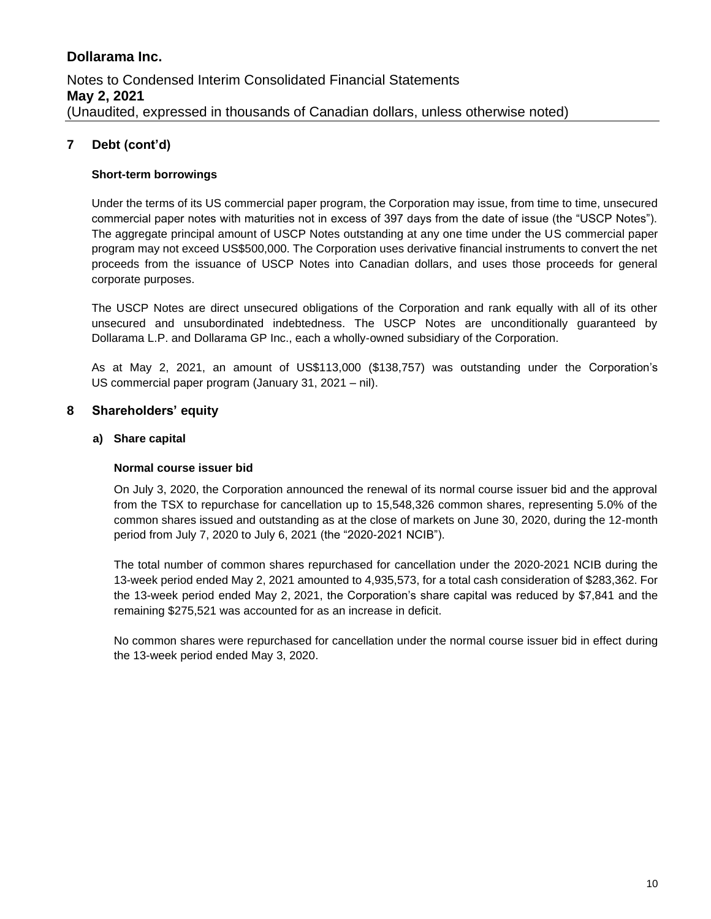## 7 Debt (cont'd)

### Short-term borrowings

Under the terms of its US commercial paper program, the Corporation may issue, from time to time, unsecured commercial paper notes with maturities not in excess of 397 days from the date of issue (the "USCP Notes"). The aggregate principal amount of USCP Notes outstanding at any one time under the US commercial paper program may not exceed US$500,000. The Corporation uses derivative financial instruments to convert the net proceeds from the issuance of USCP Notes into Canadian dollars, and uses those proceeds for general corporate purposes.

The USCP Notes are direct unsecured obligations of the Corporation and rank equally with all of its other unsecured and unsubordinated indebtedness. The USCP Notes are unconditionally guaranteed by Dollarama L.P. and Dollarama GP Inc., each a wholly-owned subsidiary of the Corporation.

As at May 2, 2021, an amount of US$113,000 ($138,757) was outstanding under the Corporation's US commercial paper program (January 31, 2021 – nil).

## 8 Shareholders' equity

### a) Share capital

#### Normal course issuer bid

On July 3, 2020, the Corporation announced the renewal of its normal course issuer bid and the approval from the TSX to repurchase for cancellation up to 15,548,326 common shares, representing 5.0% of the common shares issued and outstanding as at the close of markets on June 30, 2020, during the 12-month period from July 7, 2020 to July 6, 2021 (the "2020-2021 NCIB").

The total number of common shares repurchased for cancellation under the 2020-2021 NCIB during the 13-week period ended May 2, 2021 amounted to 4,935,573, for a total cash consideration of $283,362. For the 13-week period ended May 2, 2021, the Corporation's share capital was reduced by $7,841 and the remaining $275,521 was accounted for as an increase in deficit.

No common shares were repurchased for cancellation under the normal course issuer bid in effect during the 13-week period ended May 3, 2020.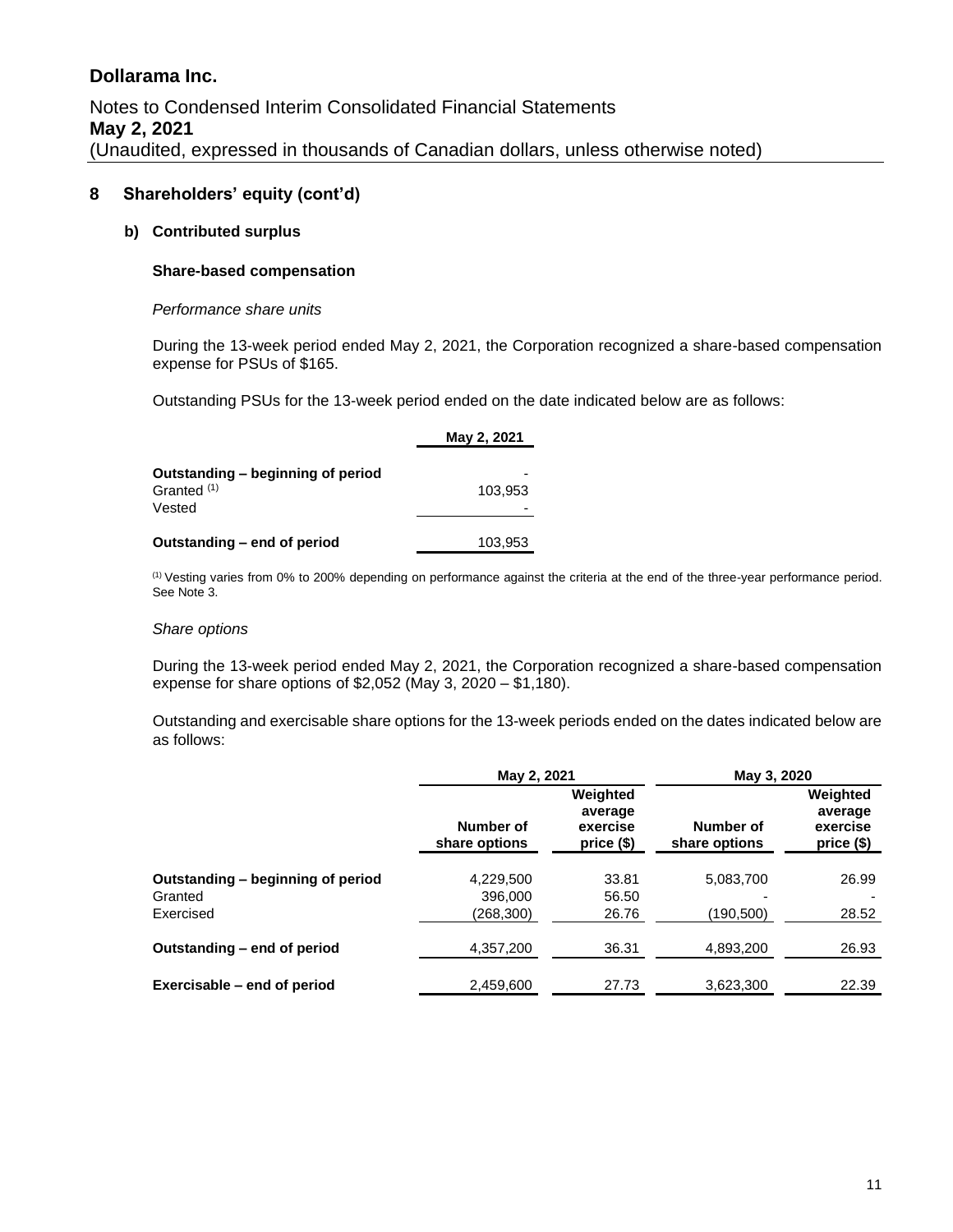# Dollarama Inc.

Notes to Condensed Interim Consolidated Financial Statements
**May 2, 2021**
(Unaudited, expressed in thousands of Canadian dollars, unless otherwise noted)

## 8 Shareholders' equity (cont'd)

### b) Contributed surplus

**Share-based compensation**

*Performance share units*

During the 13-week period ended May 2, 2021, the Corporation recognized a share-based compensation expense for PSUs of $165.

Outstanding PSUs for the 13-week period ended on the date indicated below are as follows:

| | May 2, 2021 |
|---|---|
| **Outstanding – beginning of period** | - |
| Granted [1] | 103,953 |
| Vested | - |
| **Outstanding – end of period** | 103,953 |

[1] Vesting varies from 0% to 200% depending on performance against the criteria at the end of the three-year performance period. See Note 3.

*Share options*

During the 13-week period ended May 2, 2021, the Corporation recognized a share-based compensation expense for share options of $2,052 (May 3, 2020 – $1,180).

Outstanding and exercisable share options for the 13-week periods ended on the dates indicated below are as follows:

| | May 2, 2021 | | May 3, 2020 | |
|---|---|---|---|---|
| | Number of share options | Weighted average exercise price ($) | Number of share options | Weighted average exercise price ($) |
| **Outstanding – beginning of period** | 4,229,500 | 33.81 | 5,083,700 | 26.99 |
| Granted | 396,000 | 56.50 | - | - |
| Exercised | (268,300) | 26.76 | (190,500) | 28.52 |
| **Outstanding – end of period** | 4,357,200 | 36.31 | 4,893,200 | 26.93 |
| **Exercisable – end of period** | 2,459,600 | 27.73 | 3,623,300 | 22.39 |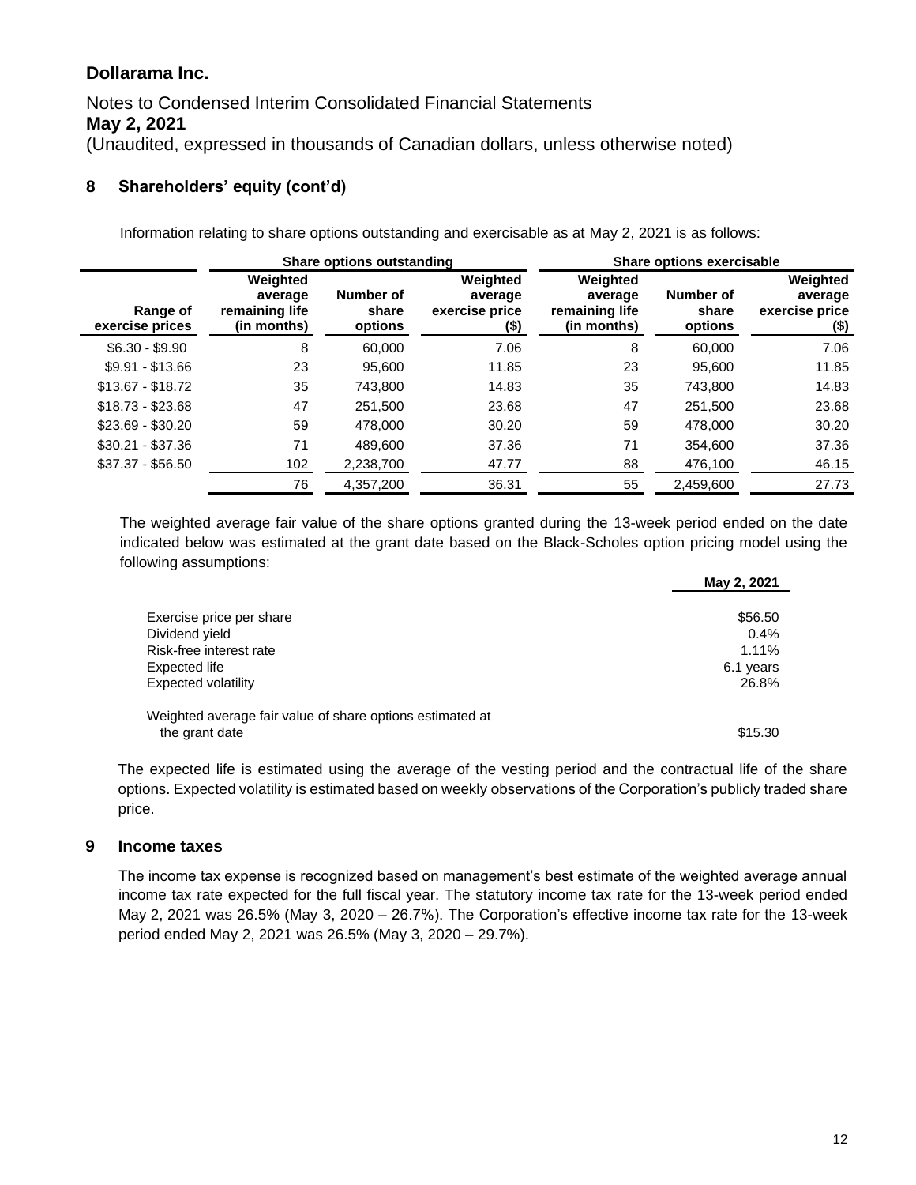## 8 Shareholders' equity (cont'd)

Information relating to share options outstanding and exercisable as at May 2, 2021 is as follows:

| | Share options outstanding | | | Share options exercisable | | |
|---|---|---|---|---|---|---|
| Range of exercise prices | Weighted average remaining life (in months) | Number of share options | Weighted average exercise price ($) | Weighted average remaining life (in months) | Number of share options | Weighted average exercise price ($) |
| $6.30 - $9.90 | 8 | 60,000 | 7.06 | 8 | 60,000 | 7.06 |
| $9.91 - $13.66 | 23 | 95,600 | 11.85 | 23 | 95,600 | 11.85 |
| $13.67 - $18.72 | 35 | 743,800 | 14.83 | 35 | 743,800 | 14.83 |
| $18.73 - $23.68 | 47 | 251,500 | 23.68 | 47 | 251,500 | 23.68 |
| $23.69 - $30.20 | 59 | 478,000 | 30.20 | 59 | 478,000 | 30.20 |
| $30.21 - $37.36 | 71 | 489,600 | 37.36 | 71 | 354,600 | 37.36 |
| $37.37 - $56.50 | 102 | 2,238,700 | 47.77 | 88 | 476,100 | 46.15 |
| | 76 | 4,357,200 | 36.31 | 55 | 2,459,600 | 27.73 |

The weighted average fair value of the share options granted during the 13-week period ended on the date indicated below was estimated at the grant date based on the Black-Scholes option pricing model using the following assumptions:

| | May 2, 2021 |
|---|---|
| Exercise price per share | $56.50 |
| Dividend yield | 0.4% |
| Risk-free interest rate | 1.11% |
| Expected life | 6.1 years |
| Expected volatility | 26.8% |
| Weighted average fair value of share options estimated at the grant date | $15.30 |

The expected life is estimated using the average of the vesting period and the contractual life of the share options. Expected volatility is estimated based on weekly observations of the Corporation's publicly traded share price.

## 9 Income taxes

The income tax expense is recognized based on management's best estimate of the weighted average annual income tax rate expected for the full fiscal year. The statutory income tax rate for the 13-week period ended May 2, 2021 was 26.5% (May 3, 2020 – 26.7%). The Corporation's effective income tax rate for the 13-week period ended May 2, 2021 was 26.5% (May 3, 2020 – 29.7%).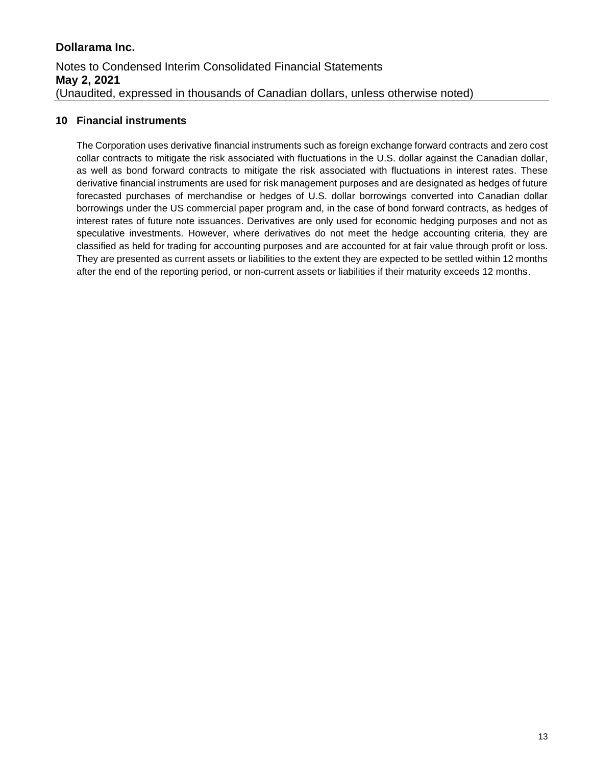## 10 Financial instruments

The Corporation uses derivative financial instruments such as foreign exchange forward contracts and zero cost collar contracts to mitigate the risk associated with fluctuations in the U.S. dollar against the Canadian dollar, as well as bond forward contracts to mitigate the risk associated with fluctuations in interest rates. These derivative financial instruments are used for risk management purposes and are designated as hedges of future forecasted purchases of merchandise or hedges of U.S. dollar borrowings converted into Canadian dollar borrowings under the US commercial paper program and, in the case of bond forward contracts, as hedges of interest rates of future note issuances. Derivatives are only used for economic hedging purposes and not as speculative investments. However, where derivatives do not meet the hedge accounting criteria, they are classified as held for trading for accounting purposes and are accounted for at fair value through profit or loss. They are presented as current assets or liabilities to the extent they are expected to be settled within 12 months after the end of the reporting period, or non-current assets or liabilities if their maturity exceeds 12 months.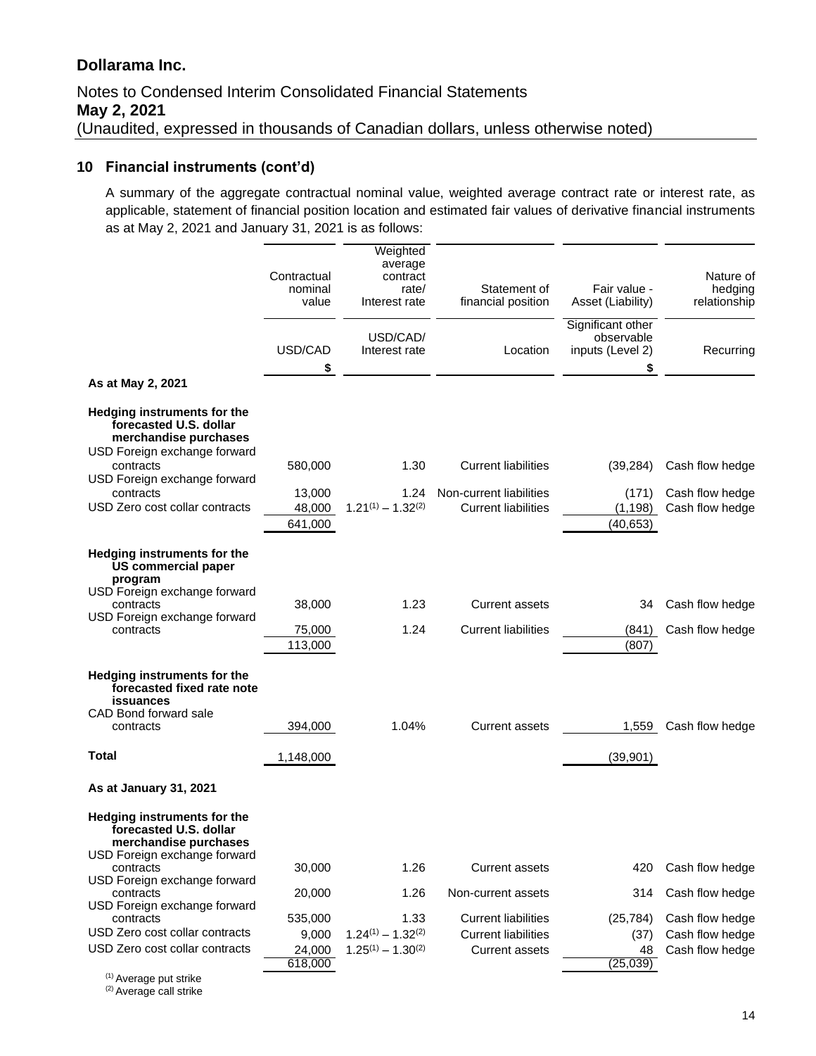# Dollarama Inc.

Notes to Condensed Interim Consolidated Financial Statements
**May 2, 2021**
(Unaudited, expressed in thousands of Canadian dollars, unless otherwise noted)

## 10 Financial instruments (cont'd)

A summary of the aggregate contractual nominal value, weighted average contract rate or interest rate, as applicable, statement of financial position location and estimated fair values of derivative financial instruments as at May 2, 2021 and January 31, 2021 is as follows:

| | Contractual nominal value | Weighted average contract rate/ Interest rate | Statement of financial position | Fair value - Asset (Liability) | Nature of hedging relationship |
|---|---|---|---|---|---|
| | USD/CAD | USD/CAD/ Interest rate | Location | Significant other observable inputs (Level 2) | Recurring |
| | $ | | | $ | |
| **As at May 2, 2021** | | | | | |
| **Hedging instruments for the forecasted U.S. dollar merchandise purchases** | | | | | |
| USD Foreign exchange forward contracts | 580,000 | 1.30 | Current liabilities | (39,284) | Cash flow hedge |
| USD Foreign exchange forward contracts | 13,000 | 1.24 | Non-current liabilities | (171) | Cash flow hedge |
| USD Zero cost collar contracts | 48,000 | 1.21[1] – 1.32[2] | Current liabilities | (1,198) | Cash flow hedge |
| | 641,000 | | | (40,653) | |
| **Hedging instruments for the US commercial paper program** | | | | | |
| USD Foreign exchange forward contracts | 38,000 | 1.23 | Current assets | 34 | Cash flow hedge |
| USD Foreign exchange forward contracts | 75,000 | 1.24 | Current liabilities | (841) | Cash flow hedge |
| | 113,000 | | | (807) | |
| **Hedging instruments for the forecasted fixed rate note issuances** | | | | | |
| CAD Bond forward sale contracts | 394,000 | 1.04% | Current assets | 1,559 | Cash flow hedge |
| **Total** | 1,148,000 | | | (39,901) | |
| **As at January 31, 2021** | | | | | |
| **Hedging instruments for the forecasted U.S. dollar merchandise purchases** | | | | | |
| USD Foreign exchange forward contracts | 30,000 | 1.26 | Current assets | 420 | Cash flow hedge |
| USD Foreign exchange forward contracts | 20,000 | 1.26 | Non-current assets | 314 | Cash flow hedge |
| USD Foreign exchange forward contracts | 535,000 | 1.33 | Current liabilities | (25,784) | Cash flow hedge |
| USD Zero cost collar contracts | 9,000 | 1.24[1] – 1.32[2] | Current liabilities | (37) | Cash flow hedge |
| USD Zero cost collar contracts | 24,000 | 1.25[1] – 1.30[2] | Current assets | 48 | Cash flow hedge |
| | 618,000 | | | (25,039) | |

[1] Average put strike
[2] Average call strike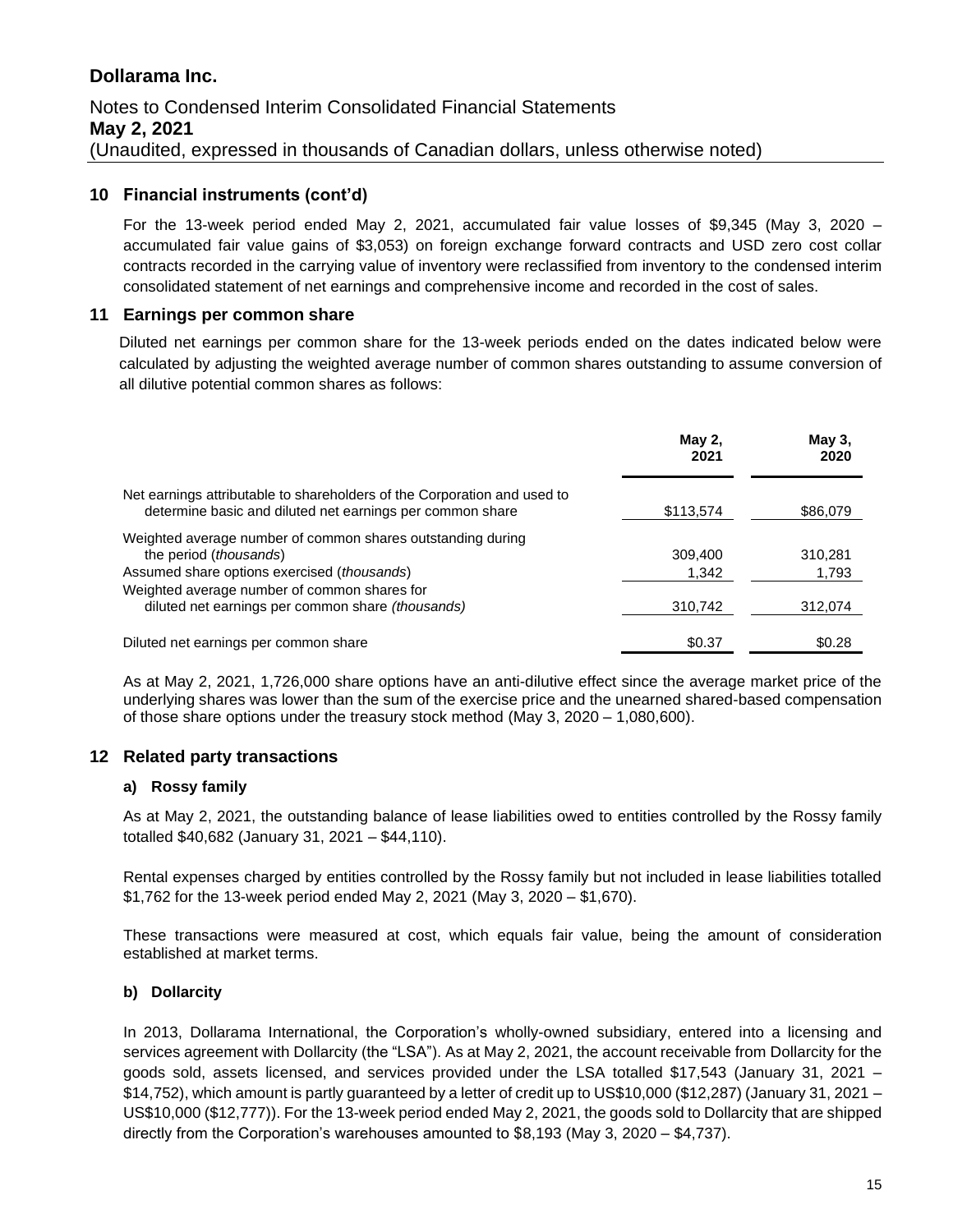## 10 Financial instruments (cont'd)

For the 13-week period ended May 2, 2021, accumulated fair value losses of $9,345 (May 3, 2020 – accumulated fair value gains of $3,053) on foreign exchange forward contracts and USD zero cost collar contracts recorded in the carrying value of inventory were reclassified from inventory to the condensed interim consolidated statement of net earnings and comprehensive income and recorded in the cost of sales.

## 11 Earnings per common share

Diluted net earnings per common share for the 13-week periods ended on the dates indicated below were calculated by adjusting the weighted average number of common shares outstanding to assume conversion of all dilutive potential common shares as follows:

| | May 2, 2021 | May 3, 2020 |
|---|---|---|
| Net earnings attributable to shareholders of the Corporation and used to determine basic and diluted net earnings per common share | $113,574 | $86,079 |
| Weighted average number of common shares outstanding during the period (*thousands*) | 309,400 | 310,281 |
| Assumed share options exercised (*thousands*) | 1,342 | 1,793 |
| Weighted average number of common shares for diluted net earnings per common share *(thousands)* | 310,742 | 312,074 |
| Diluted net earnings per common share | $0.37 | $0.28 |

As at May 2, 2021, 1,726,000 share options have an anti-dilutive effect since the average market price of the underlying shares was lower than the sum of the exercise price and the unearned shared-based compensation of those share options under the treasury stock method (May 3, 2020 – 1,080,600).

## 12 Related party transactions

### a) Rossy family

As at May 2, 2021, the outstanding balance of lease liabilities owed to entities controlled by the Rossy family totalled $40,682 (January 31, 2021 – $44,110).

Rental expenses charged by entities controlled by the Rossy family but not included in lease liabilities totalled $1,762 for the 13-week period ended May 2, 2021 (May 3, 2020 – $1,670).

These transactions were measured at cost, which equals fair value, being the amount of consideration established at market terms.

### b) Dollarcity

In 2013, Dollarama International, the Corporation's wholly-owned subsidiary, entered into a licensing and services agreement with Dollarcity (the "LSA"). As at May 2, 2021, the account receivable from Dollarcity for the goods sold, assets licensed, and services provided under the LSA totalled $17,543 (January 31, 2021 – $14,752), which amount is partly guaranteed by a letter of credit up to US$10,000 ($12,287) (January 31, 2021 – US$10,000 ($12,777)). For the 13-week period ended May 2, 2021, the goods sold to Dollarcity that are shipped directly from the Corporation's warehouses amounted to $8,193 (May 3, 2020 – $4,737).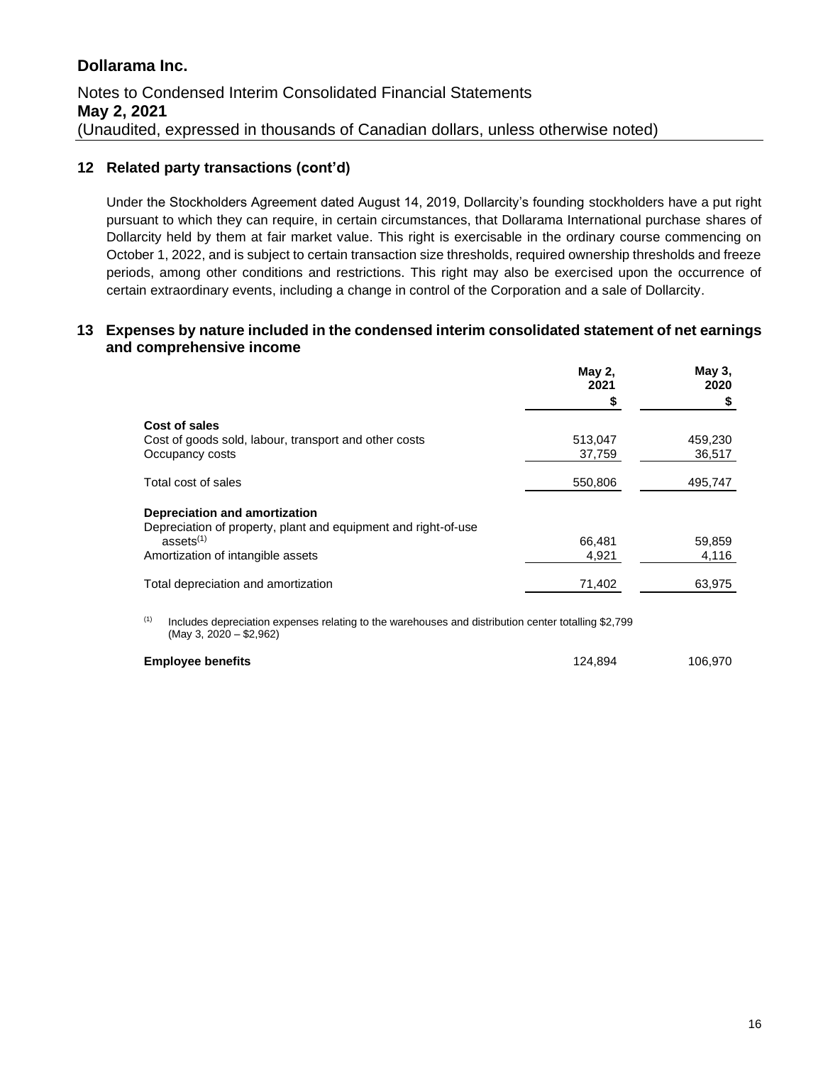# Dollarama Inc.

Notes to Condensed Interim Consolidated Financial Statements
**May 2, 2021**
(Unaudited, expressed in thousands of Canadian dollars, unless otherwise noted)

## 12 Related party transactions (cont'd)

Under the Stockholders Agreement dated August 14, 2019, Dollarcity's founding stockholders have a put right pursuant to which they can require, in certain circumstances, that Dollarama International purchase shares of Dollarcity held by them at fair market value. This right is exercisable in the ordinary course commencing on October 1, 2022, and is subject to certain transaction size thresholds, required ownership thresholds and freeze periods, among other conditions and restrictions. This right may also be exercised upon the occurrence of certain extraordinary events, including a change in control of the Corporation and a sale of Dollarcity.

## 13 Expenses by nature included in the condensed interim consolidated statement of net earnings and comprehensive income

| | May 2, 2021 $ | May 3, 2020 $ |
|---|---|---|
| **Cost of sales** | | |
| Cost of goods sold, labour, transport and other costs | 513,047 | 459,230 |
| Occupancy costs | 37,759 | 36,517 |
| Total cost of sales | 550,806 | 495,747 |
| **Depreciation and amortization** | | |
| Depreciation of property, plant and equipment and right-of-use assets[(1)] | 66,481 | 59,859 |
| Amortization of intangible assets | 4,921 | 4,116 |
| Total depreciation and amortization | 71,402 | 63,975 |

[(1)] Includes depreciation expenses relating to the warehouses and distribution center totalling $2,799 (May 3, 2020 – $2,962)

| | | |
|---|---|---|
| **Employee benefits** | 124,894 | 106,970 |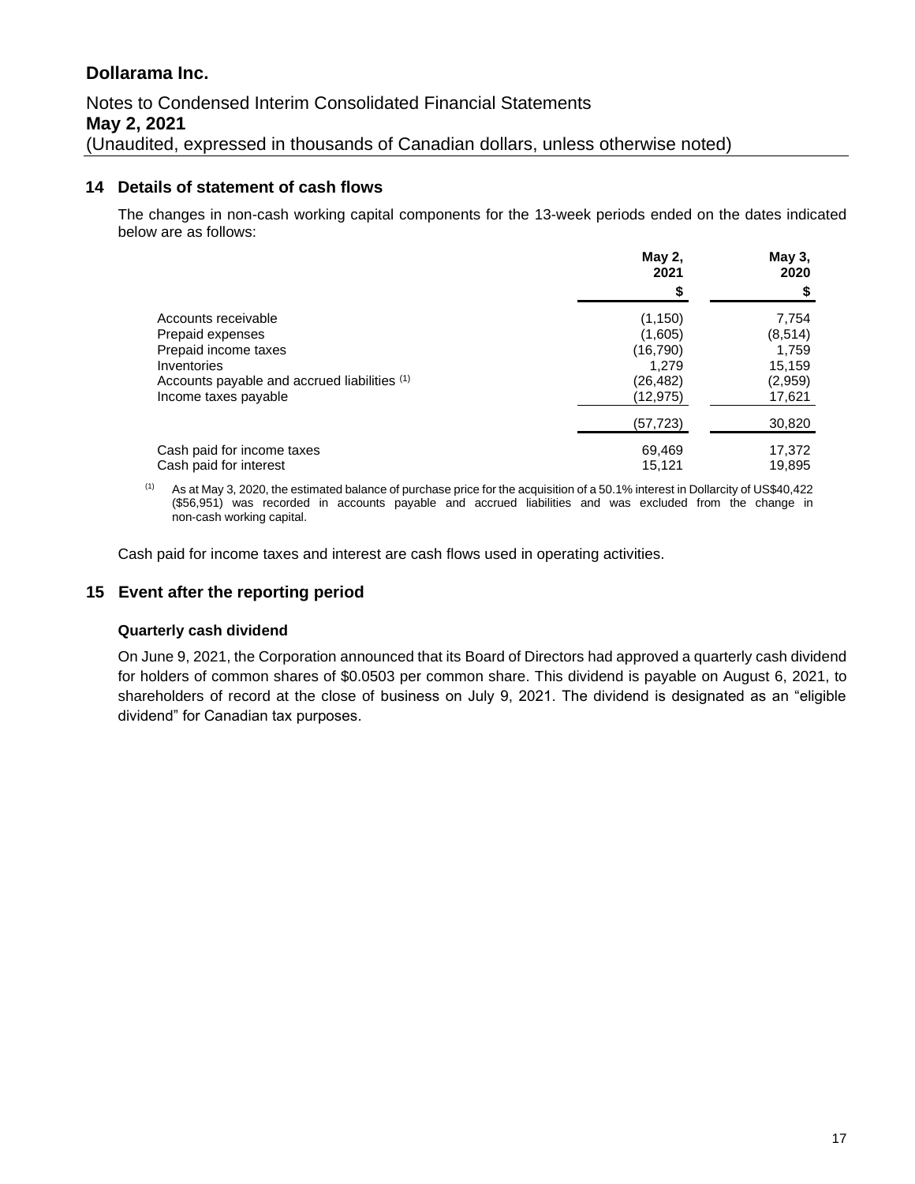## Dollarama Inc.

Notes to Condensed Interim Consolidated Financial Statements
**May 2, 2021**
(Unaudited, expressed in thousands of Canadian dollars, unless otherwise noted)

### 14 Details of statement of cash flows

The changes in non-cash working capital components for the 13-week periods ended on the dates indicated below are as follows:

| | May 2, 2021 | May 3, 2020 |
|---|---|---|
| | $ | $ |
| Accounts receivable | (1,150) | 7,754 |
| Prepaid expenses | (1,605) | (8,514) |
| Prepaid income taxes | (16,790) | 1,759 |
| Inventories | 1,279 | 15,159 |
| Accounts payable and accrued liabilities [(1)] | (26,482) | (2,959) |
| Income taxes payable | (12,975) | 17,621 |
| | (57,723) | 30,820 |
| Cash paid for income taxes | 69,469 | 17,372 |
| Cash paid for interest | 15,121 | 19,895 |

[(1)] As at May 3, 2020, the estimated balance of purchase price for the acquisition of a 50.1% interest in Dollarcity of US$40,422 ($56,951) was recorded in accounts payable and accrued liabilities and was excluded from the change in non-cash working capital.

Cash paid for income taxes and interest are cash flows used in operating activities.

### 15 Event after the reporting period

**Quarterly cash dividend**

On June 9, 2021, the Corporation announced that its Board of Directors had approved a quarterly cash dividend for holders of common shares of $0.0503 per common share. This dividend is payable on August 6, 2021, to shareholders of record at the close of business on July 9, 2021. The dividend is designated as an "eligible dividend" for Canadian tax purposes.